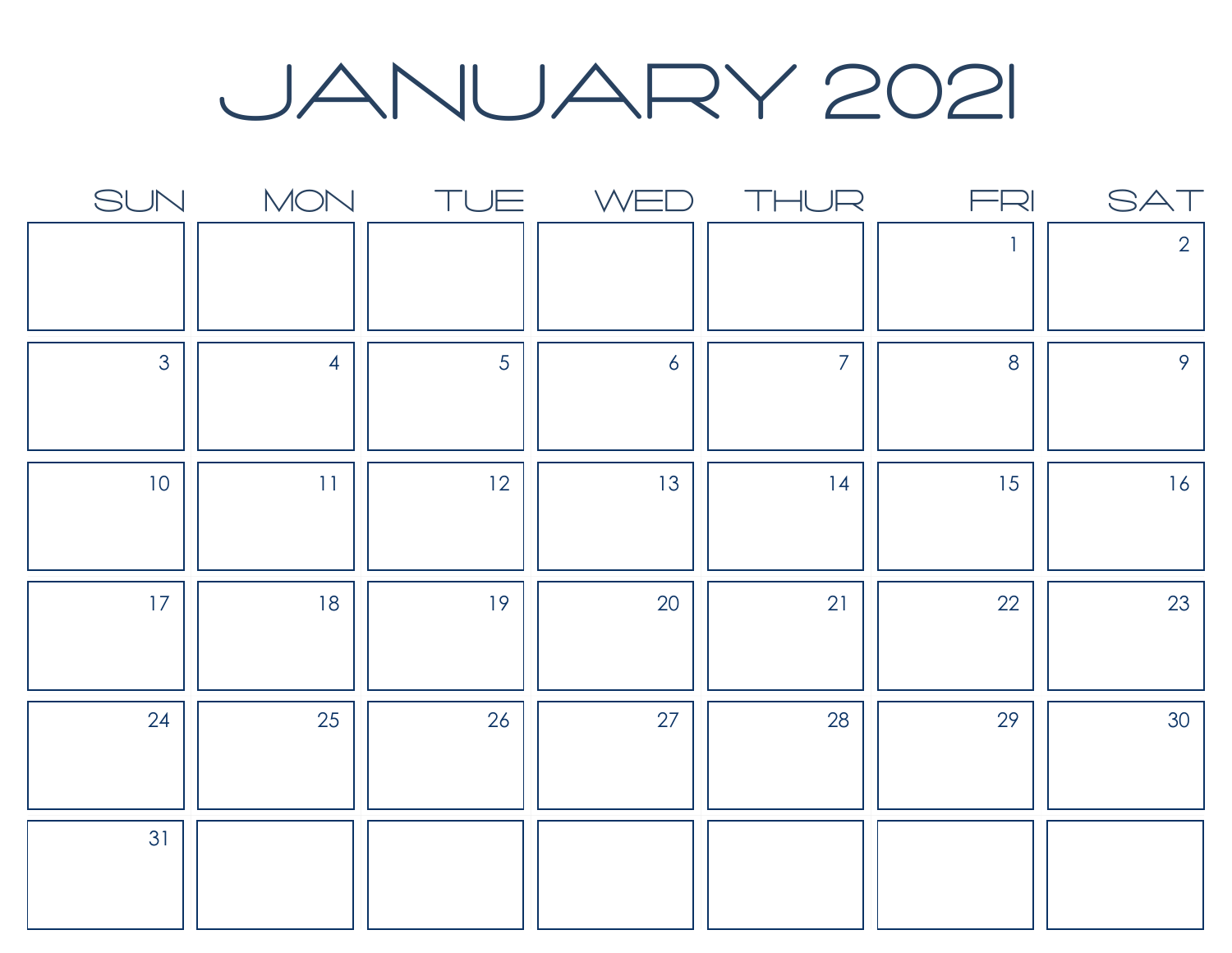# JANUARY 2021

| SUN | MON | TUE | WED | THUR | FRI | SAT |
|---|---|---|---|---|---|---|
| | | | | | 1 | 2 |
| 3 | 4 | 5 | 6 | 7 | 8 | 9 |
| 10 | 11 | 12 | 13 | 14 | 15 | 16 |
| 17 | 18 | 19 | 20 | 21 | 22 | 23 |
| 24 | 25 | 26 | 27 | 28 | 29 | 30 |
| 31 | | | | | | |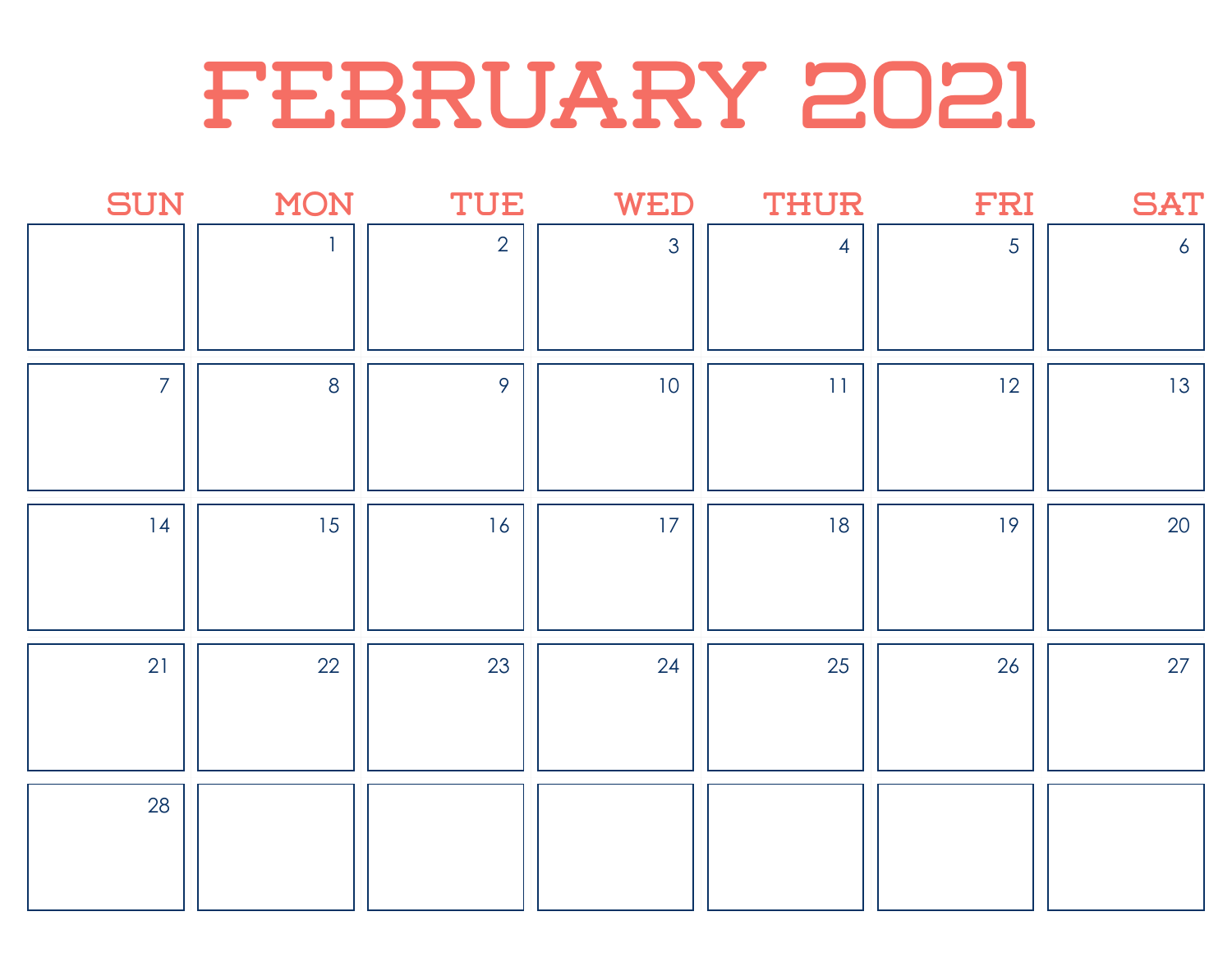# FEBRUARY 2021

| SUN | MON | TUE | WED | THUR | FRI | SAT |
|---|---|---|---|---|---|---|
| | 1 | 2 | 3 | 4 | 5 | 6 |
| 7 | 8 | 9 | 10 | 11 | 12 | 13 |
| 14 | 15 | 16 | 17 | 18 | 19 | 20 |
| 21 | 22 | 23 | 24 | 25 | 26 | 27 |
| 28 | | | | | | |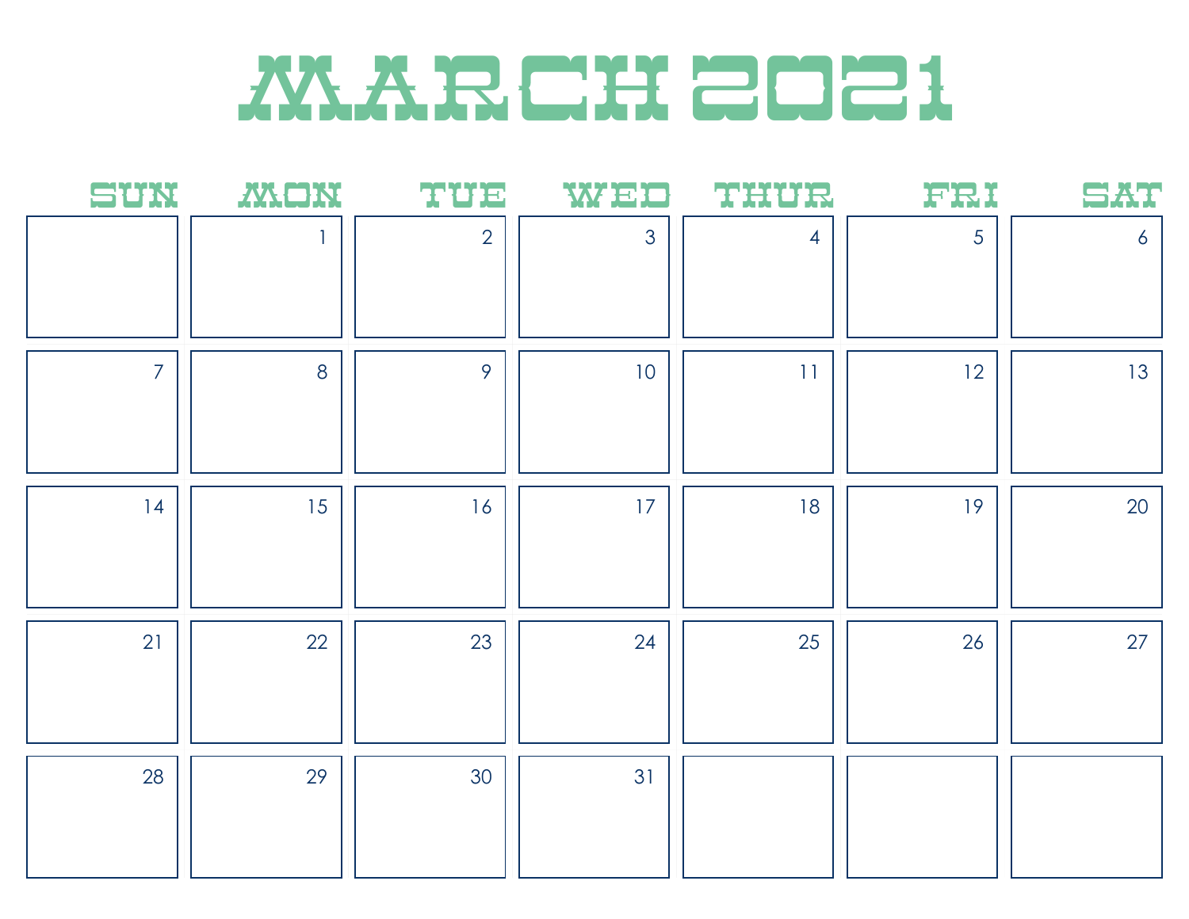# MARCH 2021

| SUN | MON | TUE | WED | THUR | FRI | SAT |
|---|---|---|---|---|---|---|
| | 1 | 2 | 3 | 4 | 5 | 6 |
| 7 | 8 | 9 | 10 | 11 | 12 | 13 |
| 14 | 15 | 16 | 17 | 18 | 19 | 20 |
| 21 | 22 | 23 | 24 | 25 | 26 | 27 |
| 28 | 29 | 30 | 31 | | | |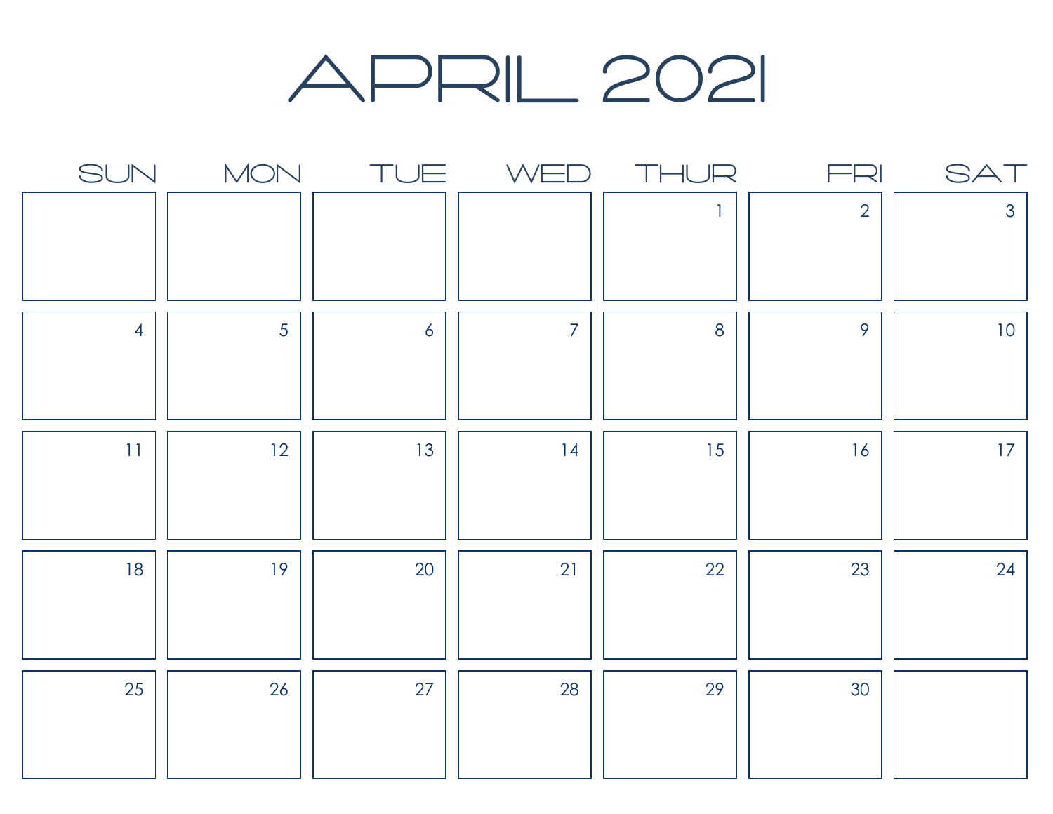# APRIL 2021

| SUN | MON | TUE | WED | THUR | FRI | SAT |
| --- | --- | --- | --- | --- | --- | --- |
| | | | | 1 | 2 | 3 |
| 4 | 5 | 6 | 7 | 8 | 9 | 10 |
| 11 | 12 | 13 | 14 | 15 | 16 | 17 |
| 18 | 19 | 20 | 21 | 22 | 23 | 24 |
| 25 | 26 | 27 | 28 | 29 | 30 | |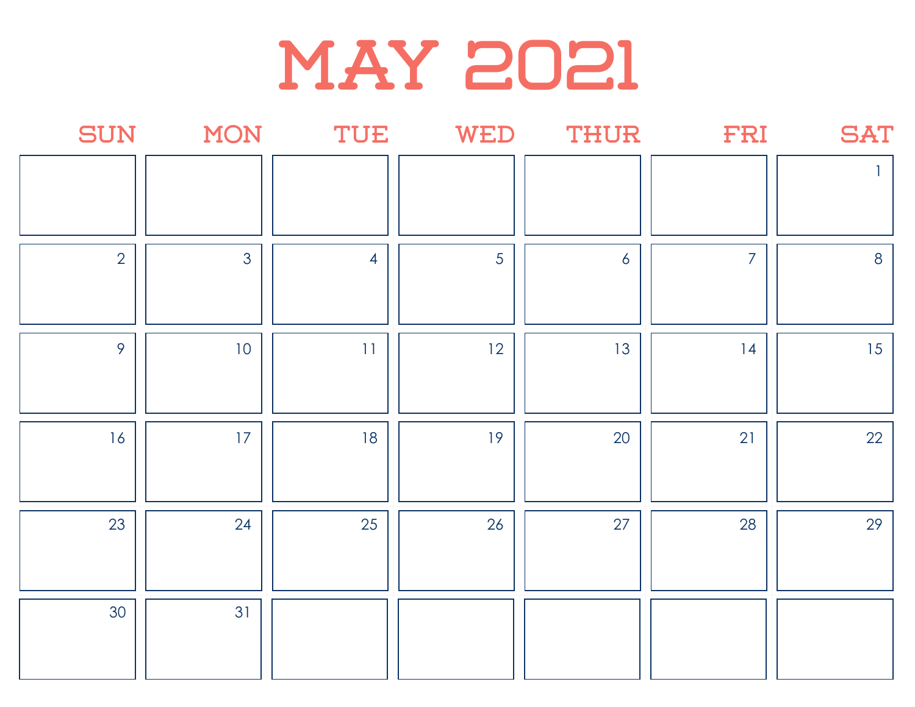# MAY 2021

| SUN | MON | TUE | WED | THUR | FRI | SAT |
| --- | --- | --- | --- | --- | --- | --- |
| | | | | | | 1 |
| 2 | 3 | 4 | 5 | 6 | 7 | 8 |
| 9 | 10 | 11 | 12 | 13 | 14 | 15 |
| 16 | 17 | 18 | 19 | 20 | 21 | 22 |
| 23 | 24 | 25 | 26 | 27 | 28 | 29 |
| 30 | 31 | | | | | |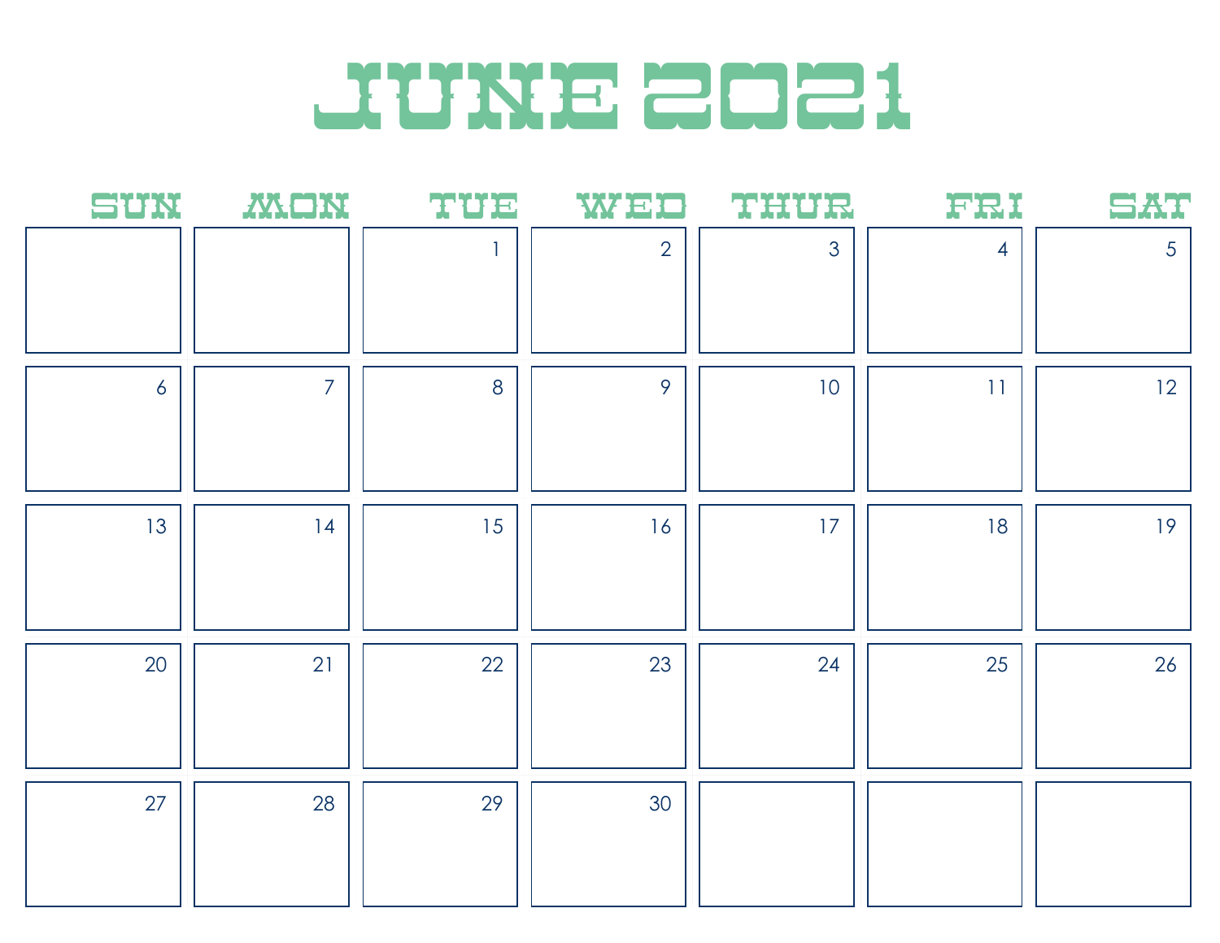# JUNE 2021

| SUN | MON | TUE | WED | THUR | FRI | SAT |
|---|---|---|---|---|---|---|
| | | 1 | 2 | 3 | 4 | 5 |
| 6 | 7 | 8 | 9 | 10 | 11 | 12 |
| 13 | 14 | 15 | 16 | 17 | 18 | 19 |
| 20 | 21 | 22 | 23 | 24 | 25 | 26 |
| 27 | 28 | 29 | 30 | | | |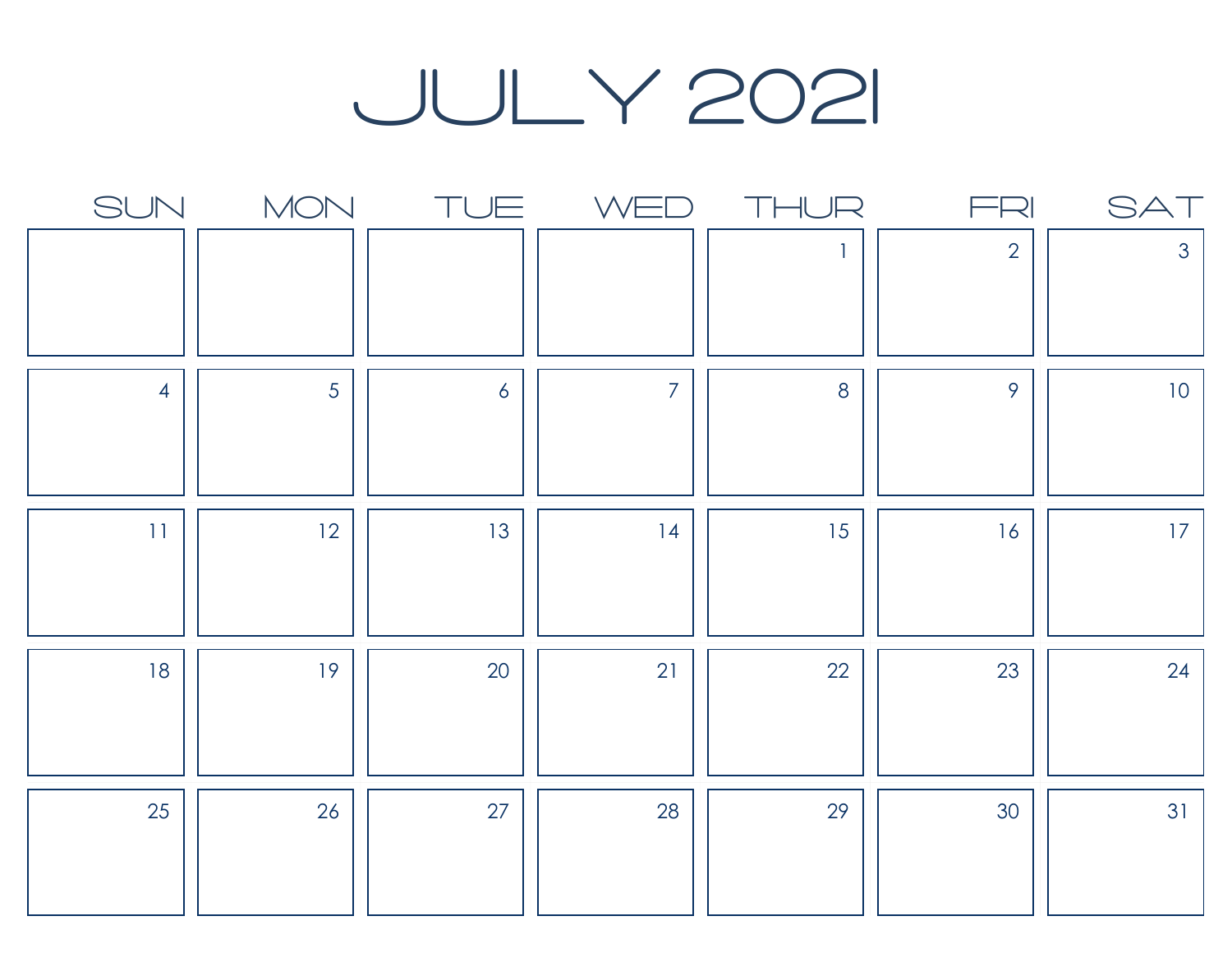# JULY 2021

| SUN | MON | TUE | WED | THUR | FRI | SAT |
| --- | --- | --- | --- | --- | --- | --- |
| | | | | 1 | 2 | 3 |
| 4 | 5 | 6 | 7 | 8 | 9 | 10 |
| 11 | 12 | 13 | 14 | 15 | 16 | 17 |
| 18 | 19 | 20 | 21 | 22 | 23 | 24 |
| 25 | 26 | 27 | 28 | 29 | 30 | 31 |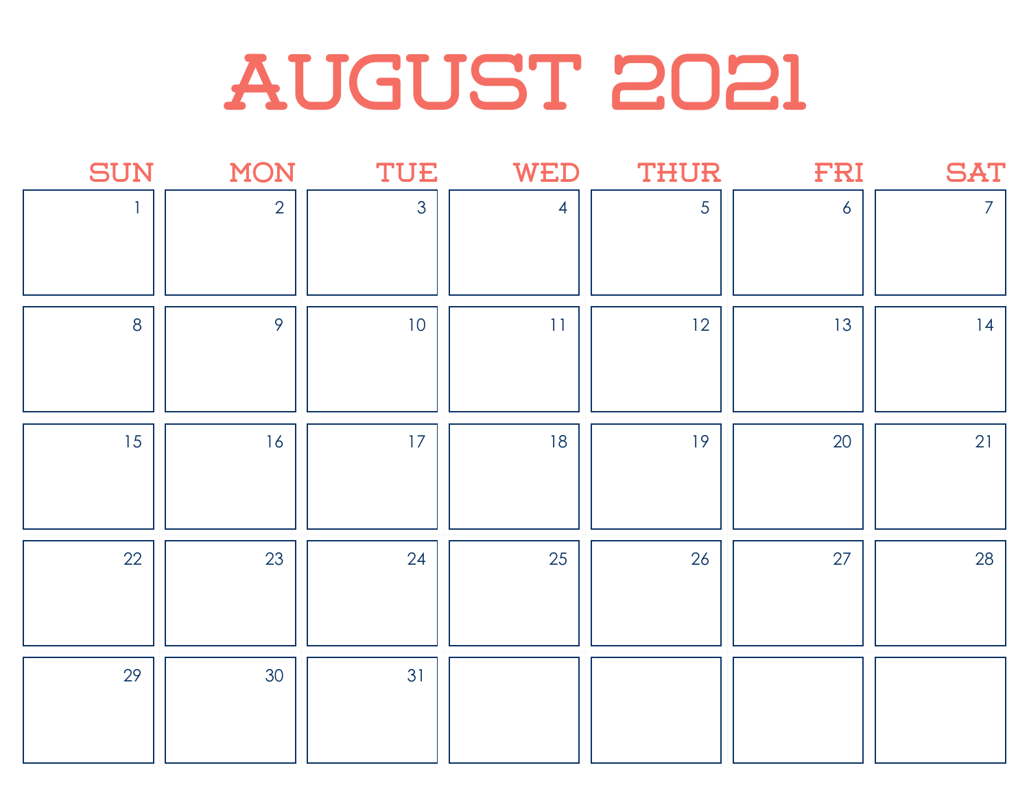# AUGUST 2021

| SUN | MON | TUE | WED | THUR | FRI | SAT |
|---|---|---|---|---|---|---|
| 1 | 2 | 3 | 4 | 5 | 6 | 7 |
| 8 | 9 | 10 | 11 | 12 | 13 | 14 |
| 15 | 16 | 17 | 18 | 19 | 20 | 21 |
| 22 | 23 | 24 | 25 | 26 | 27 | 28 |
| 29 | 30 | 31 | | | | |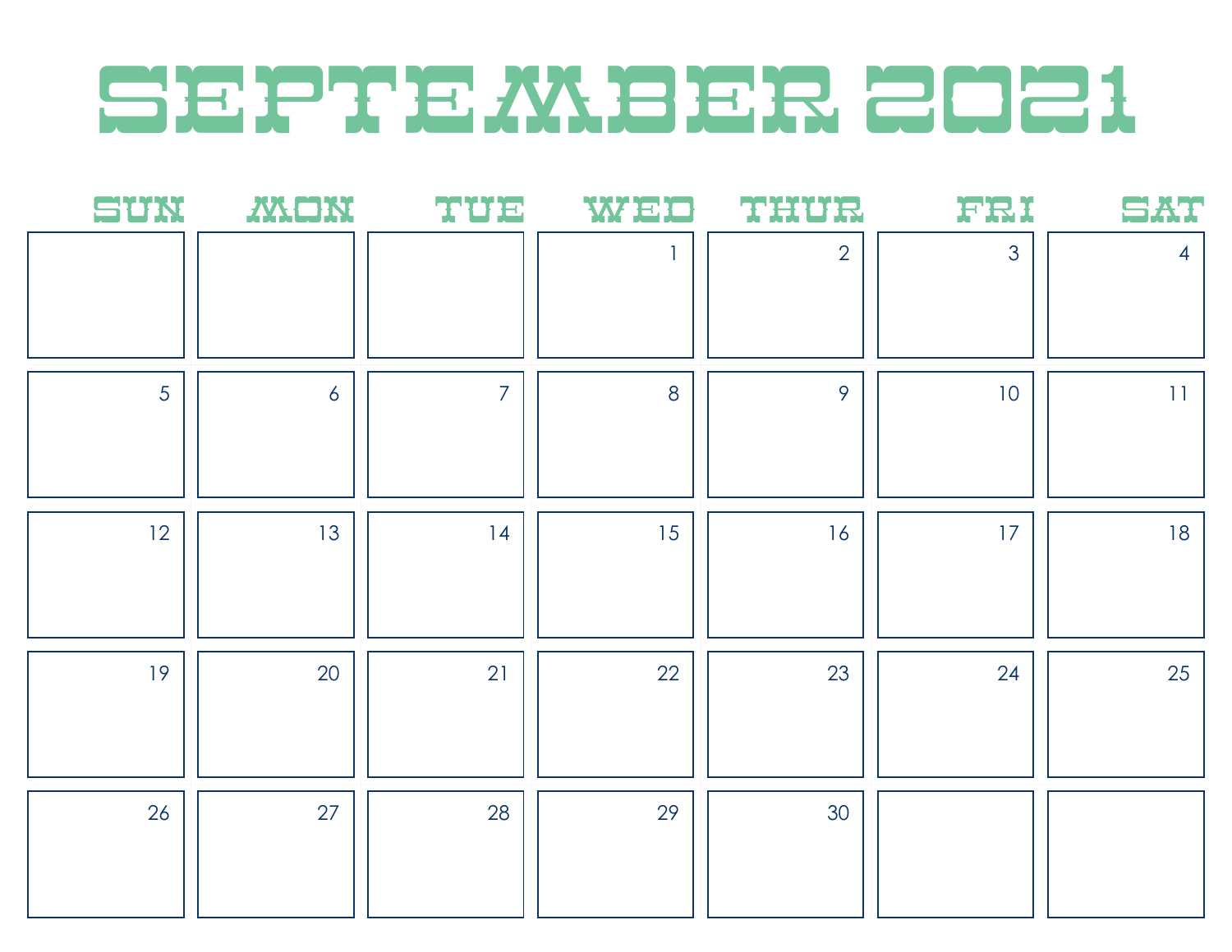# SEPTEMBER 2021

| SUN | MON | TUE | WED | THUR | FRI | SAT |
|---|---|---|---|---|---|---|
| | | | 1 | 2 | 3 | 4 |
| 5 | 6 | 7 | 8 | 9 | 10 | 11 |
| 12 | 13 | 14 | 15 | 16 | 17 | 18 |
| 19 | 20 | 21 | 22 | 23 | 24 | 25 |
| 26 | 27 | 28 | 29 | 30 | | |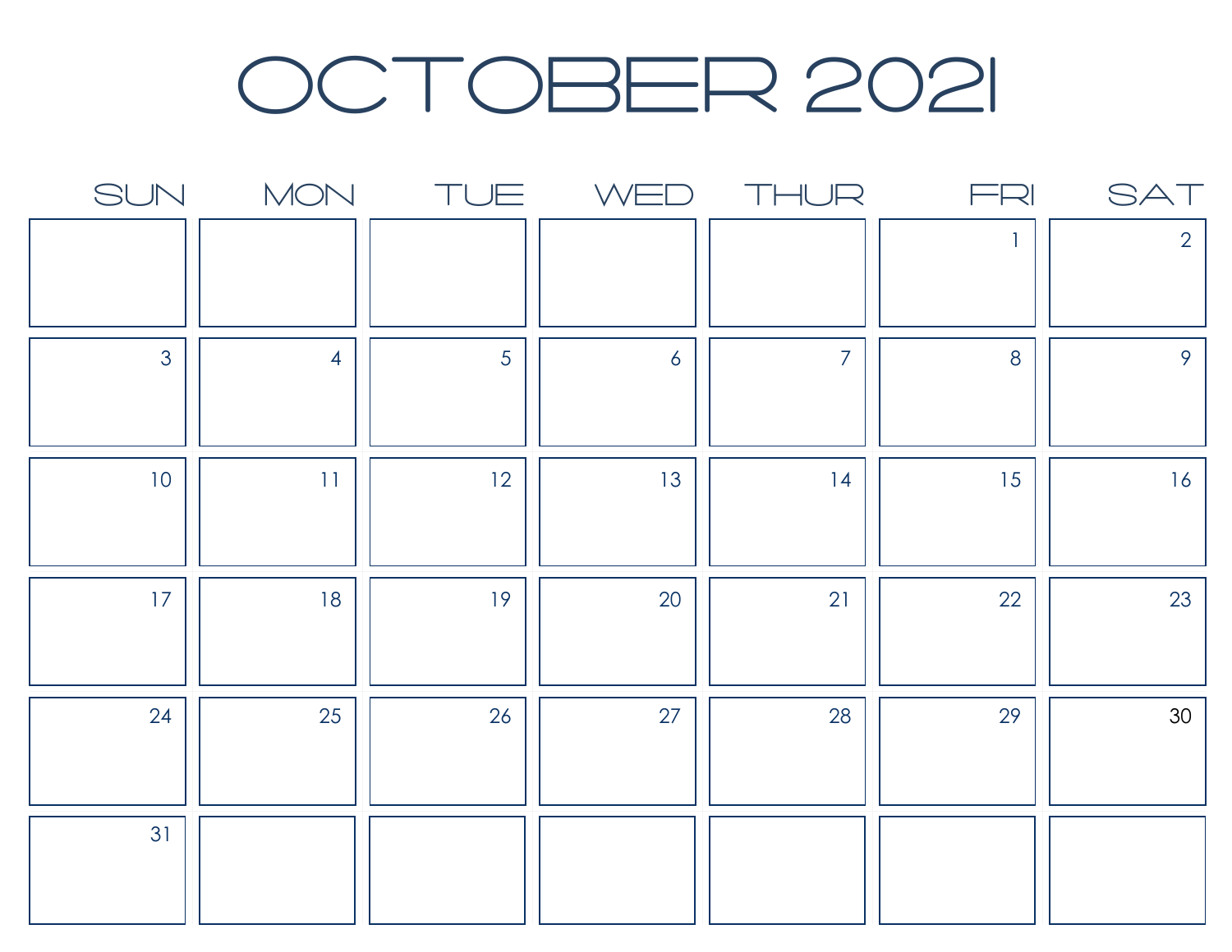# OCTOBER 2021

| SUN | MON | TUE | WED | THUR | FRI | SAT |
|---|---|---|---|---|---|---|
| | | | | | 1 | 2 |
| 3 | 4 | 5 | 6 | 7 | 8 | 9 |
| 10 | 11 | 12 | 13 | 14 | 15 | 16 |
| 17 | 18 | 19 | 20 | 21 | 22 | 23 |
| 24 | 25 | 26 | 27 | 28 | 29 | 30 |
| 31 | | | | | | |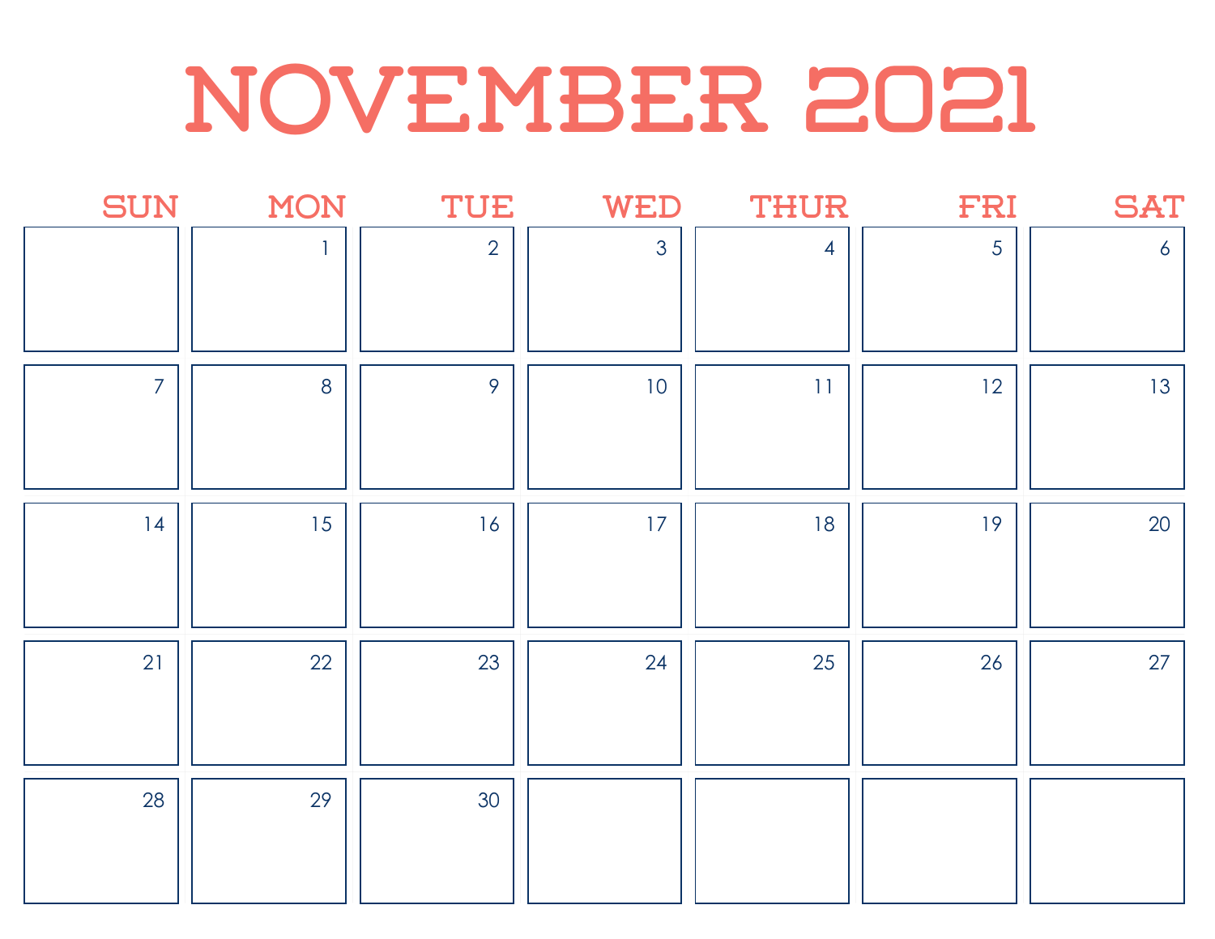# NOVEMBER 2021

| SUN | MON | TUE | WED | THUR | FRI | SAT |
| --- | --- | --- | --- | --- | --- | --- |
| | 1 | 2 | 3 | 4 | 5 | 6 |
| 7 | 8 | 9 | 10 | 11 | 12 | 13 |
| 14 | 15 | 16 | 17 | 18 | 19 | 20 |
| 21 | 22 | 23 | 24 | 25 | 26 | 27 |
| 28 | 29 | 30 | | | | |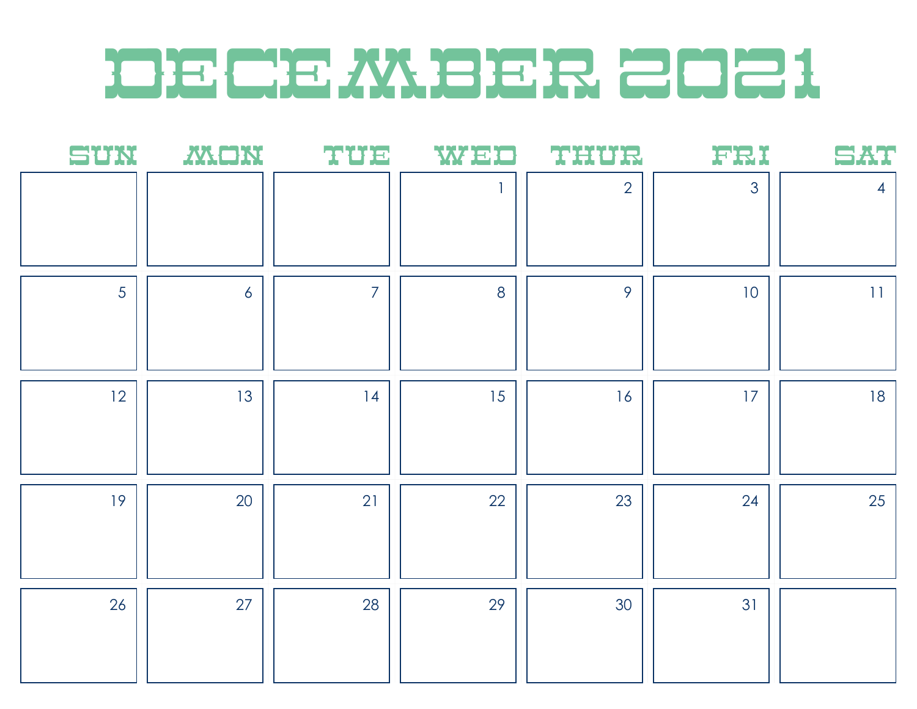# DECEMBER 2021

| SUN | MON | TUE | WED | THUR | FRI | SAT |
| --- | --- | --- | --- | --- | --- | --- |
| | | | 1 | 2 | 3 | 4 |
| 5 | 6 | 7 | 8 | 9 | 10 | 11 |
| 12 | 13 | 14 | 15 | 16 | 17 | 18 |
| 19 | 20 | 21 | 22 | 23 | 24 | 25 |
| 26 | 27 | 28 | 29 | 30 | 31 | |